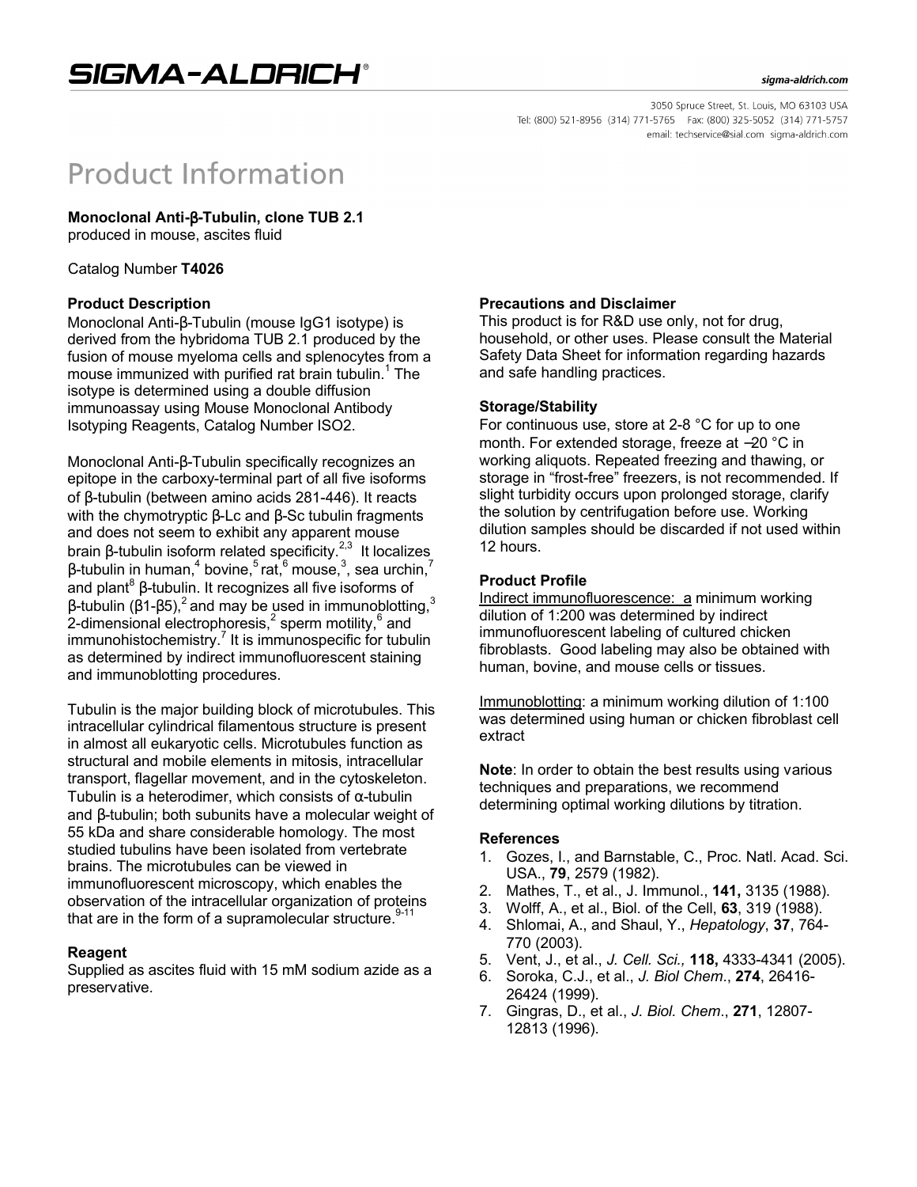# SIGMA-ALDRICH®

sigma-aldrich.com

3050 Spruce Street, St. Louis, MO 63103 USA
Tel: (800) 521-8956 (314) 771-5765 Fax: (800) 325-5052 (314) 771-5757
email: techservice@sial.com sigma-aldrich.com

# Product Information

**Monoclonal Anti-β-Tubulin, clone TUB 2.1**
produced in mouse, ascites fluid

Catalog Number **T4026**

### Product Description

Monoclonal Anti-β-Tubulin (mouse IgG1 isotype) is derived from the hybridoma TUB 2.1 produced by the fusion of mouse myeloma cells and splenocytes from a mouse immunized with purified rat brain tubulin.[1] The isotype is determined using a double diffusion immunoassay using Mouse Monoclonal Antibody Isotyping Reagents, Catalog Number ISO2.

Monoclonal Anti-β-Tubulin specifically recognizes an epitope in the carboxy-terminal part of all five isoforms of β-tubulin (between amino acids 281-446). It reacts with the chymotryptic β-Lc and β-Sc tubulin fragments and does not seem to exhibit any apparent mouse brain β-tubulin isoform related specificity.[2,3] It localizes β-tubulin in human,[4] bovine,[5] rat,[6] mouse,[3], sea urchin,[7] and plant[8] β-tubulin. It recognizes all five isoforms of β-tubulin (β1-β5),[2] and may be used in immunoblotting,[3] 2-dimensional electrophoresis,[2] sperm motility,[6] and immunohistochemistry.[7] It is immunospecific for tubulin as determined by indirect immunofluorescent staining and immunoblotting procedures.

Tubulin is the major building block of microtubules. This intracellular cylindrical filamentous structure is present in almost all eukaryotic cells. Microtubules function as structural and mobile elements in mitosis, intracellular transport, flagellar movement, and in the cytoskeleton. Tubulin is a heterodimer, which consists of α-tubulin and β-tubulin; both subunits have a molecular weight of 55 kDa and share considerable homology. The most studied tubulins have been isolated from vertebrate brains. The microtubules can be viewed in immunofluorescent microscopy, which enables the observation of the intracellular organization of proteins that are in the form of a supramolecular structure.[9-11]

### Reagent

Supplied as ascites fluid with 15 mM sodium azide as a preservative.

### Precautions and Disclaimer

This product is for R&D use only, not for drug, household, or other uses. Please consult the Material Safety Data Sheet for information regarding hazards and safe handling practices.

### Storage/Stability

For continuous use, store at 2-8 °C for up to one month. For extended storage, freeze at –20 °C in working aliquots. Repeated freezing and thawing, or storage in "frost-free" freezers, is not recommended. If slight turbidity occurs upon prolonged storage, clarify the solution by centrifugation before use. Working dilution samples should be discarded if not used within 12 hours.

### Product Profile

Indirect immunofluorescence: a minimum working dilution of 1:200 was determined by indirect immunofluorescent labeling of cultured chicken fibroblasts. Good labeling may also be obtained with human, bovine, and mouse cells or tissues.

Immunoblotting: a minimum working dilution of 1:100 was determined using human or chicken fibroblast cell extract

**Note**: In order to obtain the best results using various techniques and preparations, we recommend determining optimal working dilutions by titration.

### References

1. Gozes, I., and Barnstable, C., Proc. Natl. Acad. Sci. USA., **79**, 2579 (1982).
2. Mathes, T., et al., J. Immunol., **141,** 3135 (1988).
3. Wolff, A., et al., Biol. of the Cell, **63**, 319 (1988).
4. Shlomai, A., and Shaul, Y., *Hepatology*, **37**, 764-770 (2003).
5. Vent, J., et al., *J. Cell. Sci.,* **118,** 4333-4341 (2005).
6. Soroka, C.J., et al., *J. Biol Chem*., **274**, 26416-26424 (1999).
7. Gingras, D., et al., *J. Biol. Chem*., **271**, 12807-12813 (1996).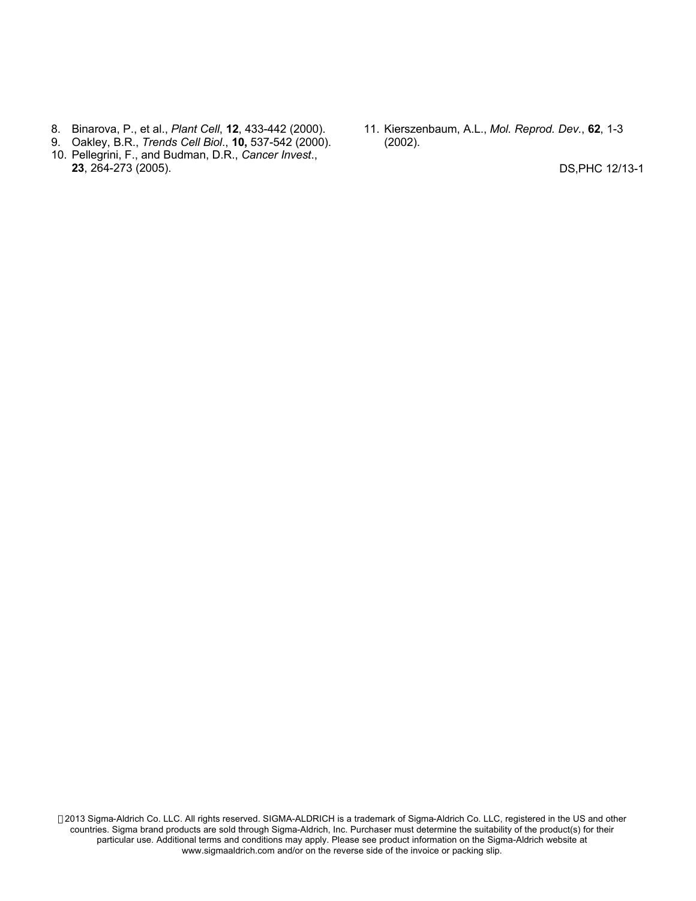8. Binarova, P., et al., *Plant Cell*, **12**, 433-442 (2000).
9. Oakley, B.R., *Trends Cell Biol*., **10,** 537-542 (2000).
10. Pellegrini, F., and Budman, D.R., *Cancer Invest*., **23**, 264-273 (2005).
11. Kierszenbaum, A.L., *Mol. Reprod. Dev*., **62**, 1-3 (2002).

DS,PHC 12/13-1

©2013 Sigma-Aldrich Co. LLC. All rights reserved. SIGMA-ALDRICH is a trademark of Sigma-Aldrich Co. LLC, registered in the US and other countries. Sigma brand products are sold through Sigma-Aldrich, Inc. Purchaser must determine the suitability of the product(s) for their particular use. Additional terms and conditions may apply. Please see product information on the Sigma-Aldrich website at www.sigmaaldrich.com and/or on the reverse side of the invoice or packing slip.